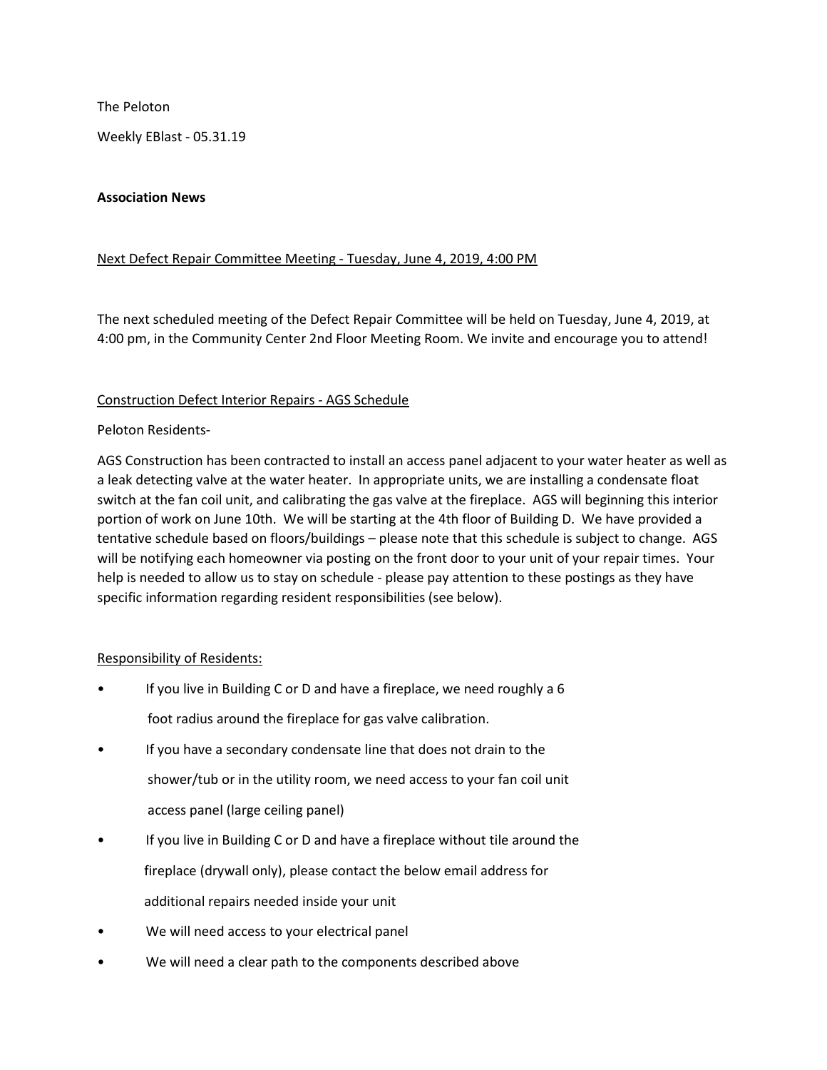The Peloton

Weekly EBlast - 05.31.19

**Association News**

<u>Next Defect Repair Committee Meeting - Tuesday, June 4, 2019, 4:00 PM</u>

The next scheduled meeting of the Defect Repair Committee will be held on Tuesday, June 4, 2019, at 4:00 pm, in the Community Center 2nd Floor Meeting Room. We invite and encourage you to attend!

<u>Construction Defect Interior Repairs - AGS Schedule</u>

Peloton Residents-

AGS Construction has been contracted to install an access panel adjacent to your water heater as well as a leak detecting valve at the water heater. In appropriate units, we are installing a condensate float switch at the fan coil unit, and calibrating the gas valve at the fireplace. AGS will beginning this interior portion of work on June 10th. We will be starting at the 4th floor of Building D. We have provided a tentative schedule based on floors/buildings – please note that this schedule is subject to change. AGS will be notifying each homeowner via posting on the front door to your unit of your repair times. Your help is needed to allow us to stay on schedule - please pay attention to these postings as they have specific information regarding resident responsibilities (see below).

<u>Responsibility of Residents:</u>

- If you live in Building C or D and have a fireplace, we need roughly a 6 foot radius around the fireplace for gas valve calibration.
- If you have a secondary condensate line that does not drain to the shower/tub or in the utility room, we need access to your fan coil unit access panel (large ceiling panel)
- If you live in Building C or D and have a fireplace without tile around the fireplace (drywall only), please contact the below email address for additional repairs needed inside your unit
- We will need access to your electrical panel
- We will need a clear path to the components described above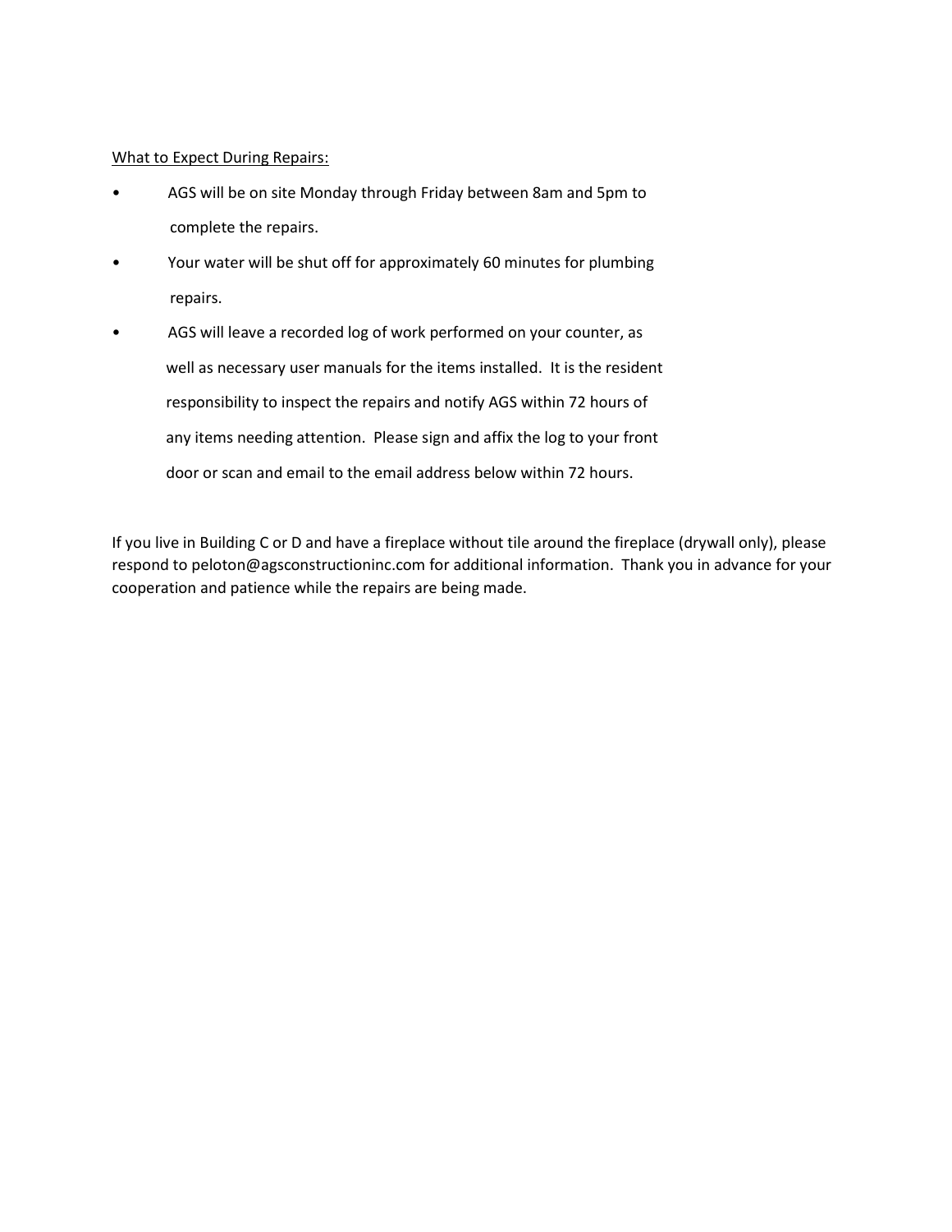<u>What to Expect During Repairs:</u>

- AGS will be on site Monday through Friday between 8am and 5pm to complete the repairs.
- Your water will be shut off for approximately 60 minutes for plumbing repairs.
- AGS will leave a recorded log of work performed on your counter, as well as necessary user manuals for the items installed. It is the resident responsibility to inspect the repairs and notify AGS within 72 hours of any items needing attention. Please sign and affix the log to your front door or scan and email to the email address below within 72 hours.

If you live in Building C or D and have a fireplace without tile around the fireplace (drywall only), please respond to peloton@agsconstructioninc.com for additional information. Thank you in advance for your cooperation and patience while the repairs are being made.